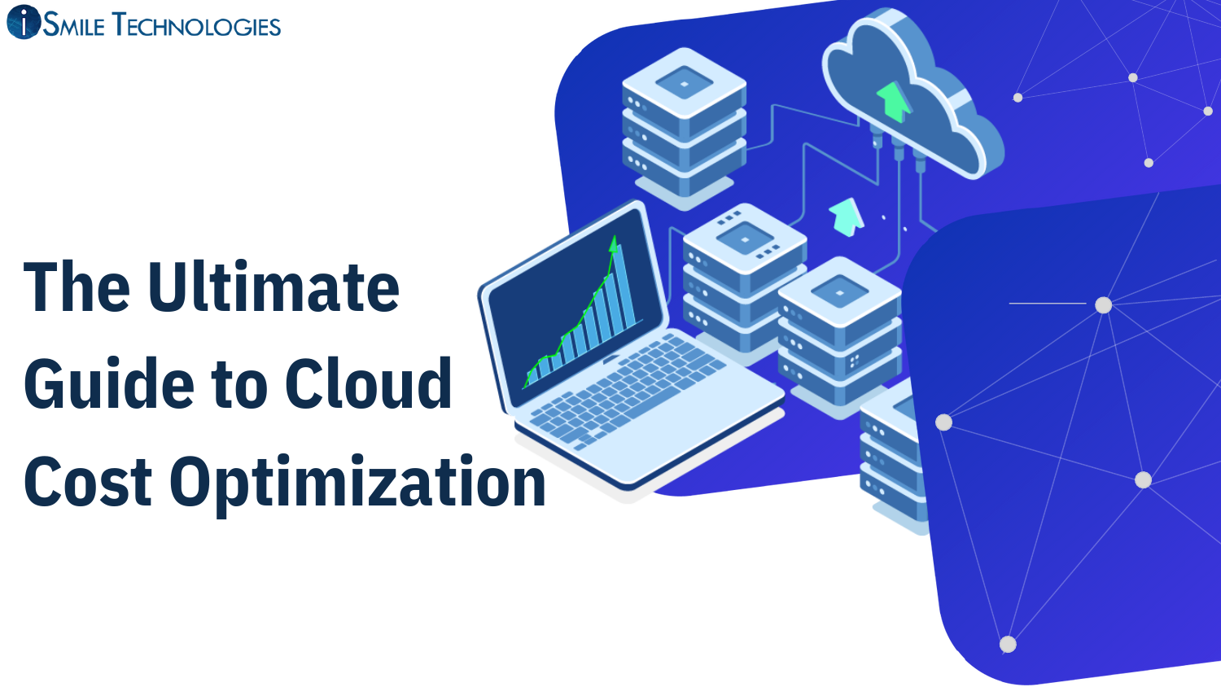iSmile Technologies

# The Ultimate Guide to Cloud Cost Optimization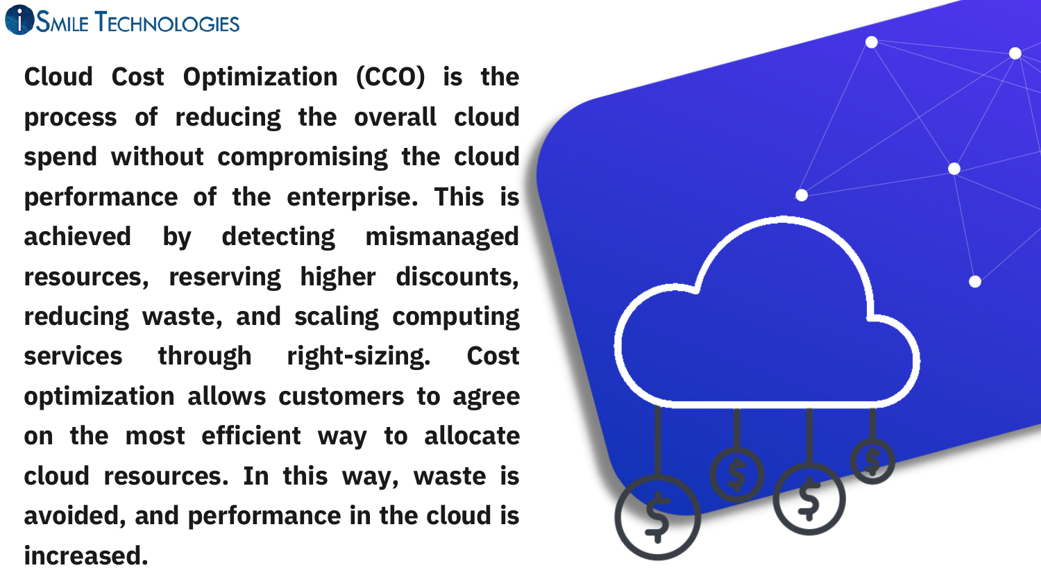Cloud Cost Optimization (CCO) is the process of reducing the overall cloud spend without compromising the cloud performance of the enterprise. This is achieved by detecting mismanaged resources, reserving higher discounts, reducing waste, and scaling computing services through right-sizing. Cost optimization allows customers to agree on the most efficient way to allocate cloud resources. In this way, waste is avoided, and performance in the cloud is increased.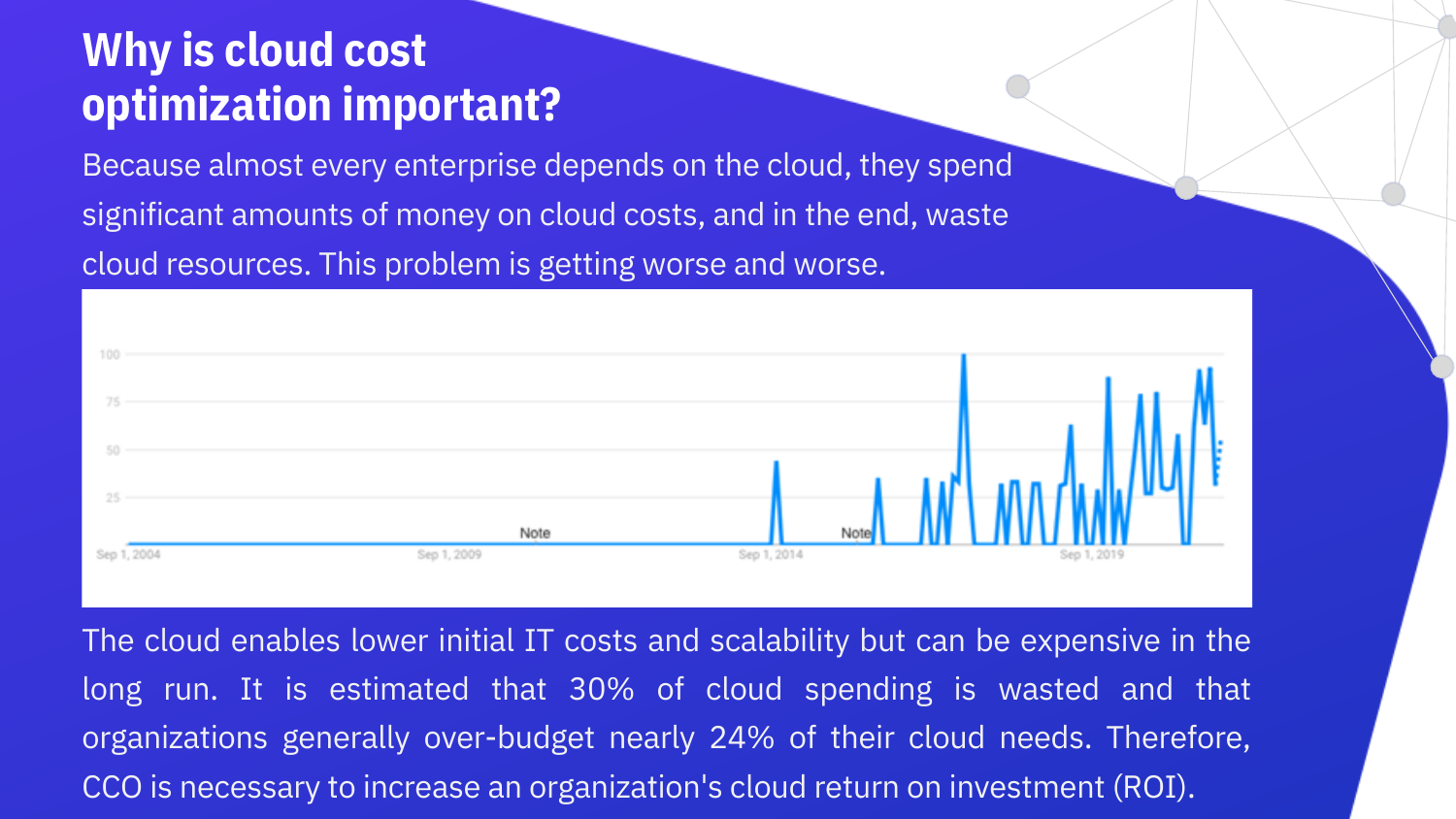# Why is cloud cost optimization important?

Because almost every enterprise depends on the cloud, they spend significant amounts of money on cloud costs, and in the end, waste cloud resources. This problem is getting worse and worse.

The cloud enables lower initial IT costs and scalability but can be expensive in the long run. It is estimated that 30% of cloud spending is wasted and that organizations generally over-budget nearly 24% of their cloud needs. Therefore, CCO is necessary to increase an organization's cloud return on investment (ROI).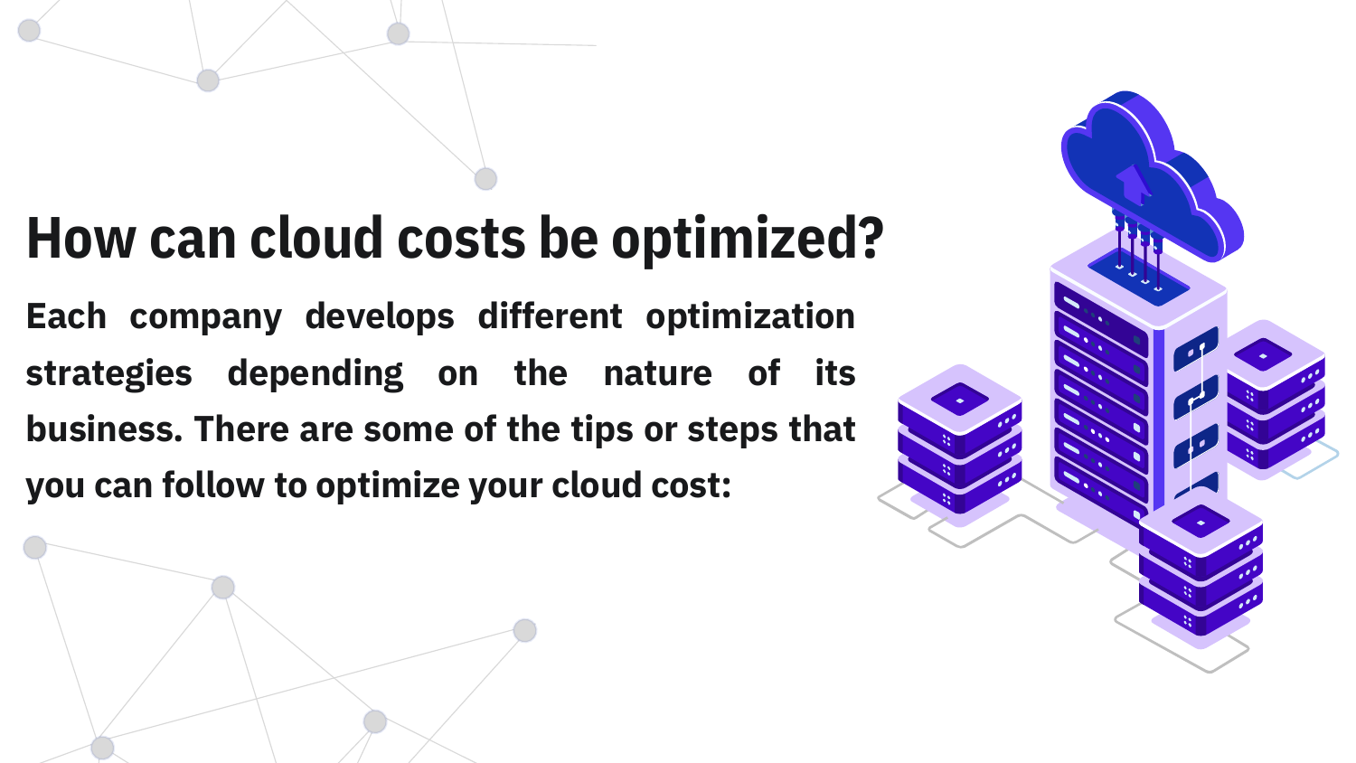# How can cloud costs be optimized?

**Each company develops different optimization strategies depending on the nature of its business. There are some of the tips or steps that you can follow to optimize your cloud cost:**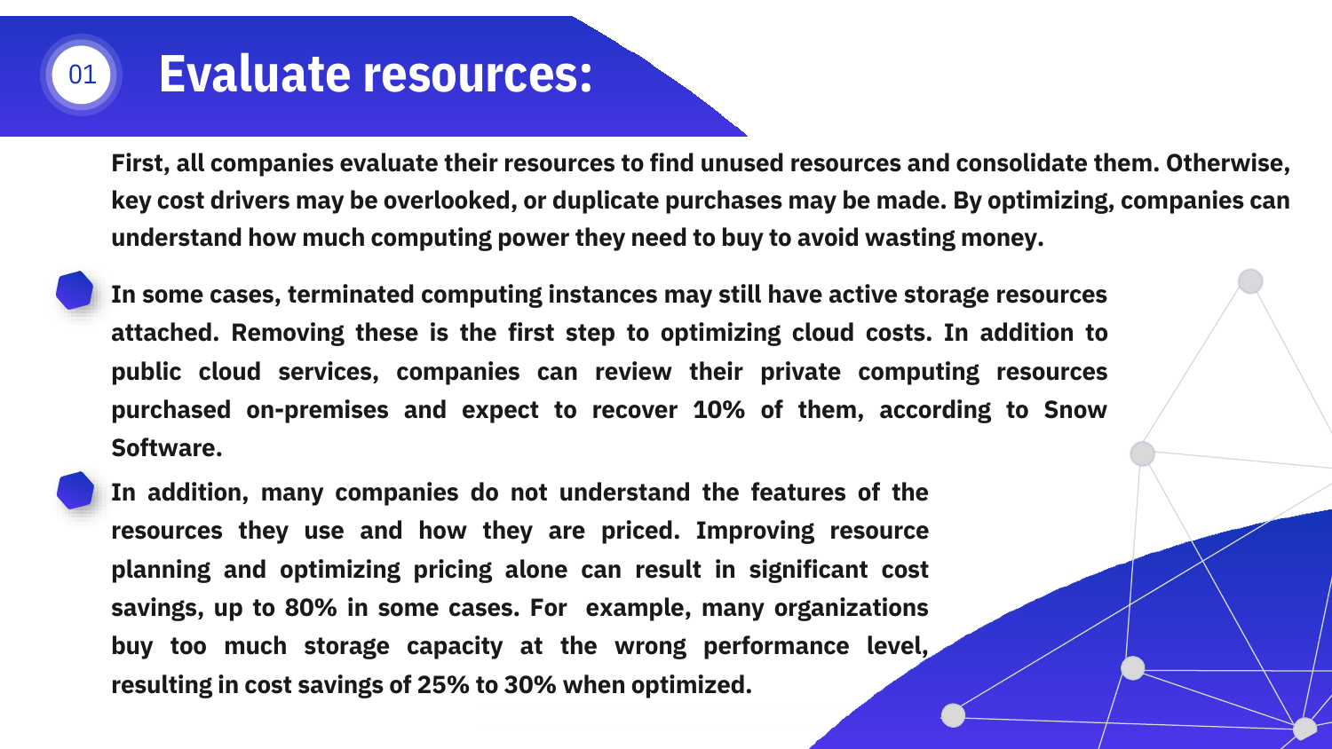# 01 Evaluate resources:

First, all companies evaluate their resources to find unused resources and consolidate them. Otherwise, key cost drivers may be overlooked, or duplicate purchases may be made. By optimizing, companies can understand how much computing power they need to buy to avoid wasting money.

- In some cases, terminated computing instances may still have active storage resources attached. Removing these is the first step to optimizing cloud costs. In addition to public cloud services, companies can review their private computing resources purchased on-premises and expect to recover 10% of them, according to Snow Software.
- In addition, many companies do not understand the features of the resources they use and how they are priced. Improving resource planning and optimizing pricing alone can result in significant cost savings, up to 80% in some cases. For example, many organizations buy too much storage capacity at the wrong performance level, resulting in cost savings of 25% to 30% when optimized.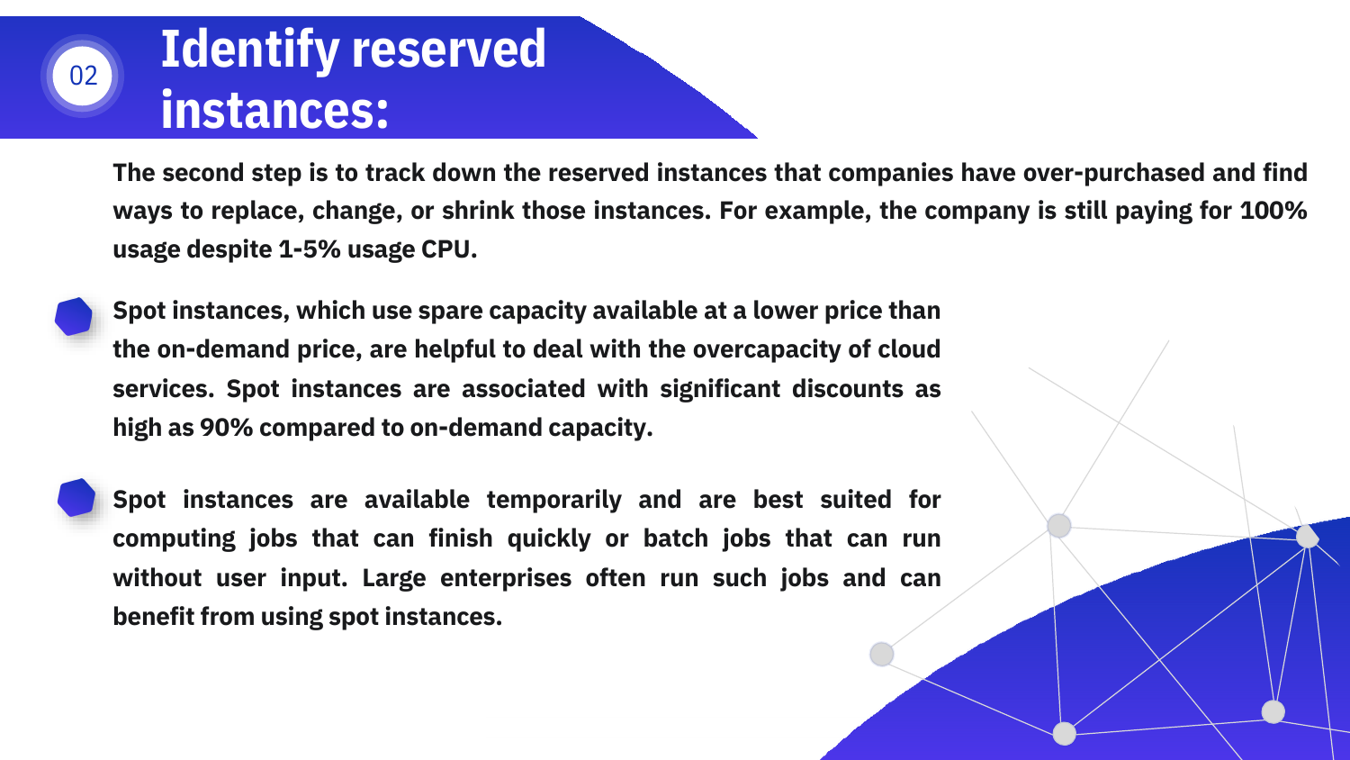## 02 Identify reserved instances:

**The second step is to track down the reserved instances that companies have over-purchased and find ways to replace, change, or shrink those instances. For example, the company is still paying for 100% usage despite 1-5% usage CPU.**

- **Spot instances, which use spare capacity available at a lower price than the on-demand price, are helpful to deal with the overcapacity of cloud services. Spot instances are associated with significant discounts as high as 90% compared to on-demand capacity.**

- **Spot instances are available temporarily and are best suited for computing jobs that can finish quickly or batch jobs that can run without user input. Large enterprises often run such jobs and can benefit from using spot instances.**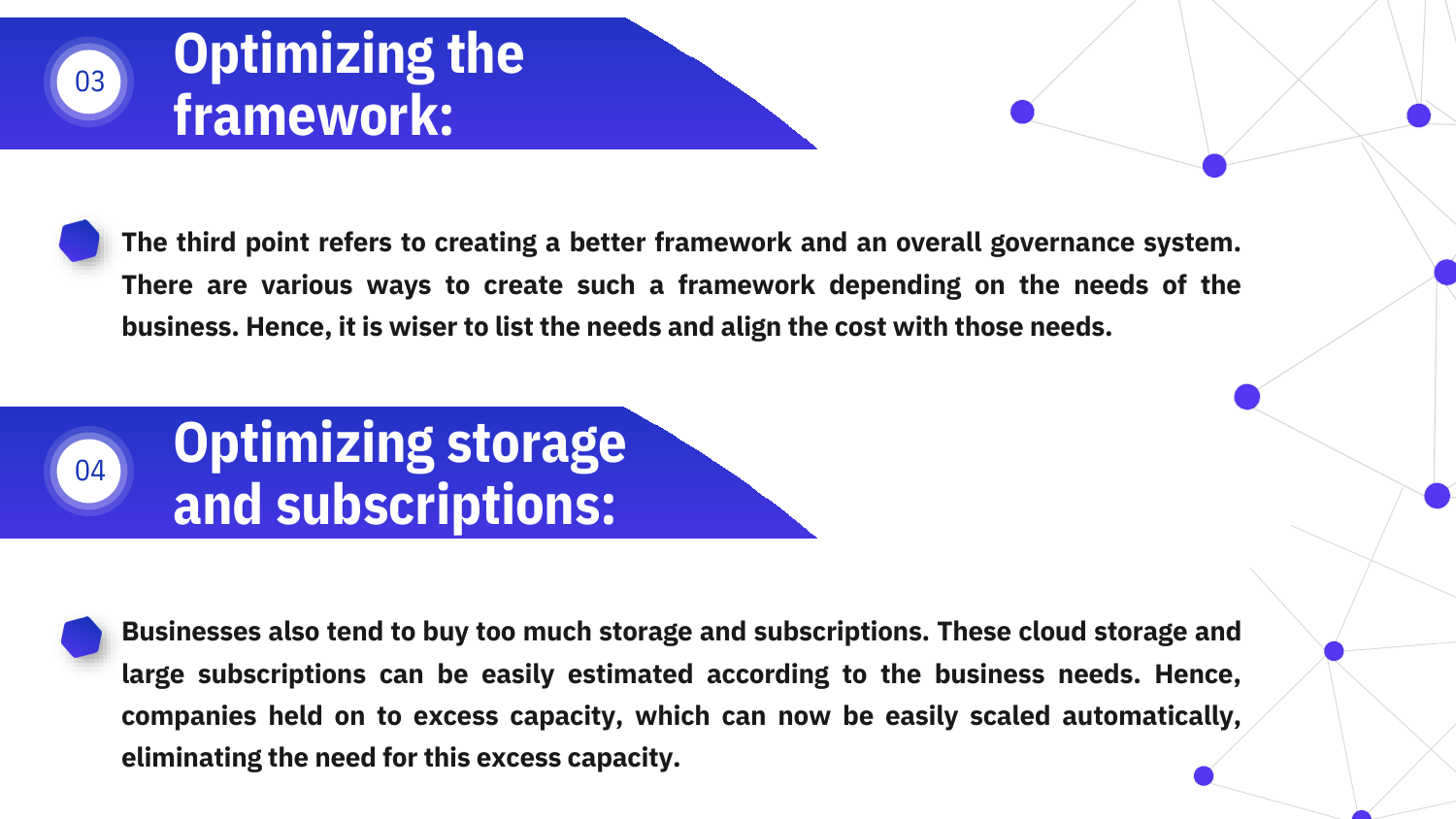## 03 Optimizing the framework:

- **The third point refers to creating a better framework and an overall governance system. There are various ways to create such a framework depending on the needs of the business. Hence, it is wiser to list the needs and align the cost with those needs.**

## 04 Optimizing storage and subscriptions:

- **Businesses also tend to buy too much storage and subscriptions. These cloud storage and large subscriptions can be easily estimated according to the business needs. Hence, companies held on to excess capacity, which can now be easily scaled automatically, eliminating the need for this excess capacity.**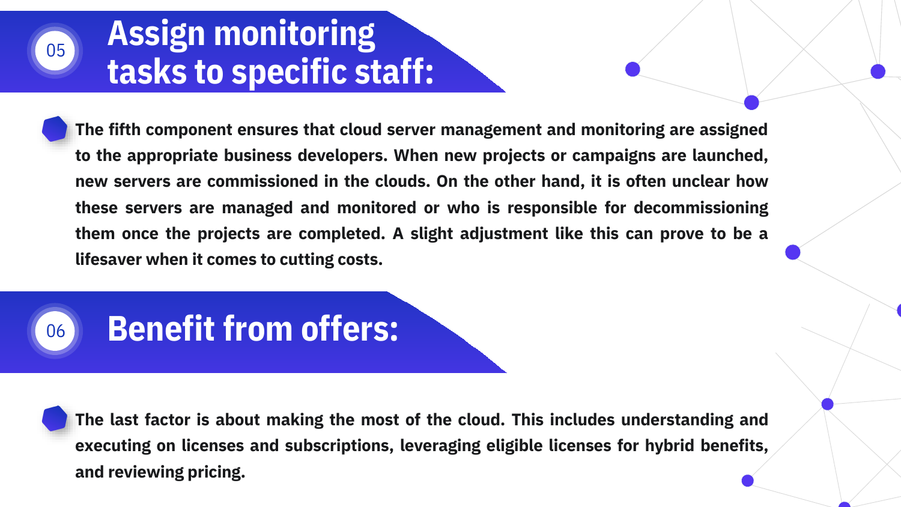## 05 Assign monitoring tasks to specific staff:

The fifth component ensures that cloud server management and monitoring are assigned to the appropriate business developers. When new projects or campaigns are launched, new servers are commissioned in the clouds. On the other hand, it is often unclear how these servers are managed and monitored or who is responsible for decommissioning them once the projects are completed. A slight adjustment like this can prove to be a lifesaver when it comes to cutting costs.

## 06 Benefit from offers:

The last factor is about making the most of the cloud. This includes understanding and executing on licenses and subscriptions, leveraging eligible licenses for hybrid benefits, and reviewing pricing.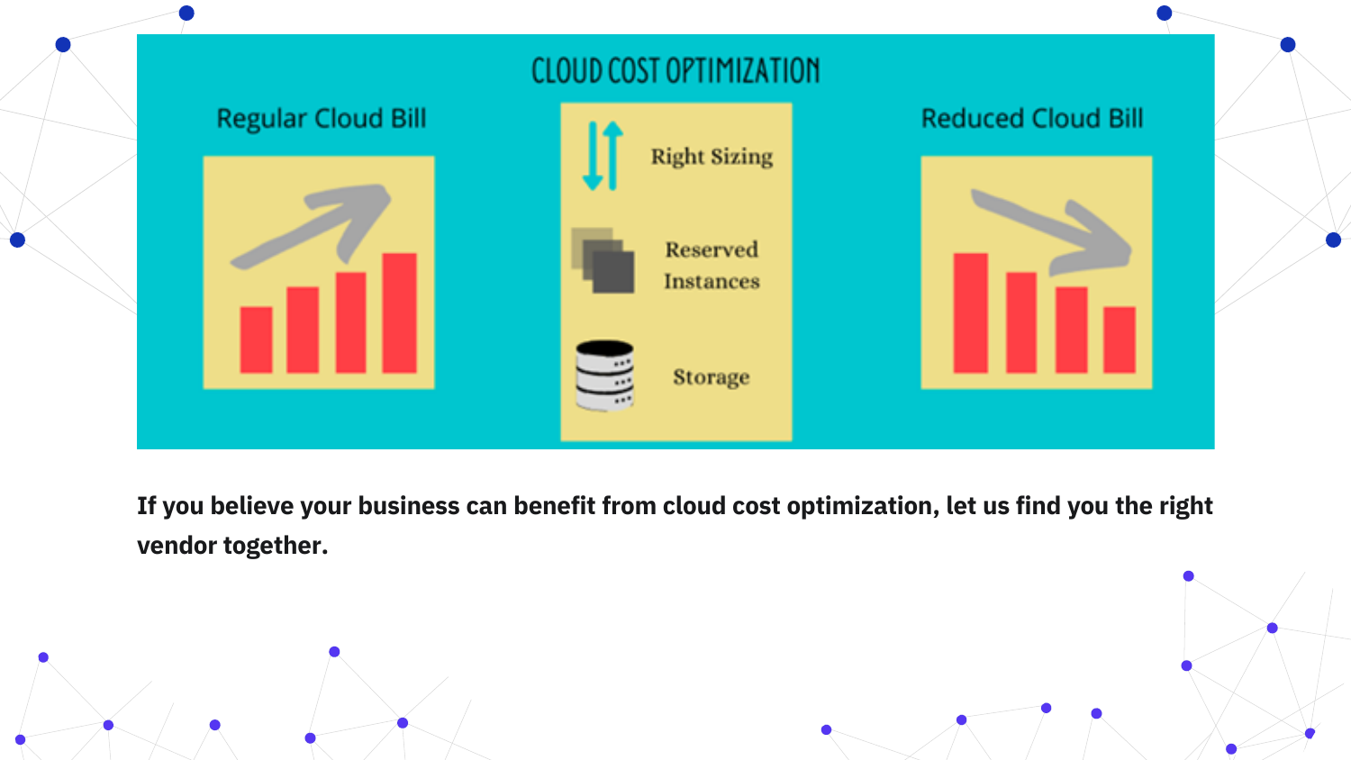CLOUD COST OPTIMIZATION

Regular Cloud Bill

Right Sizing

Reserved Instances

Storage

Reduced Cloud Bill

**If you believe your business can benefit from cloud cost optimization, let us find you the right vendor together.**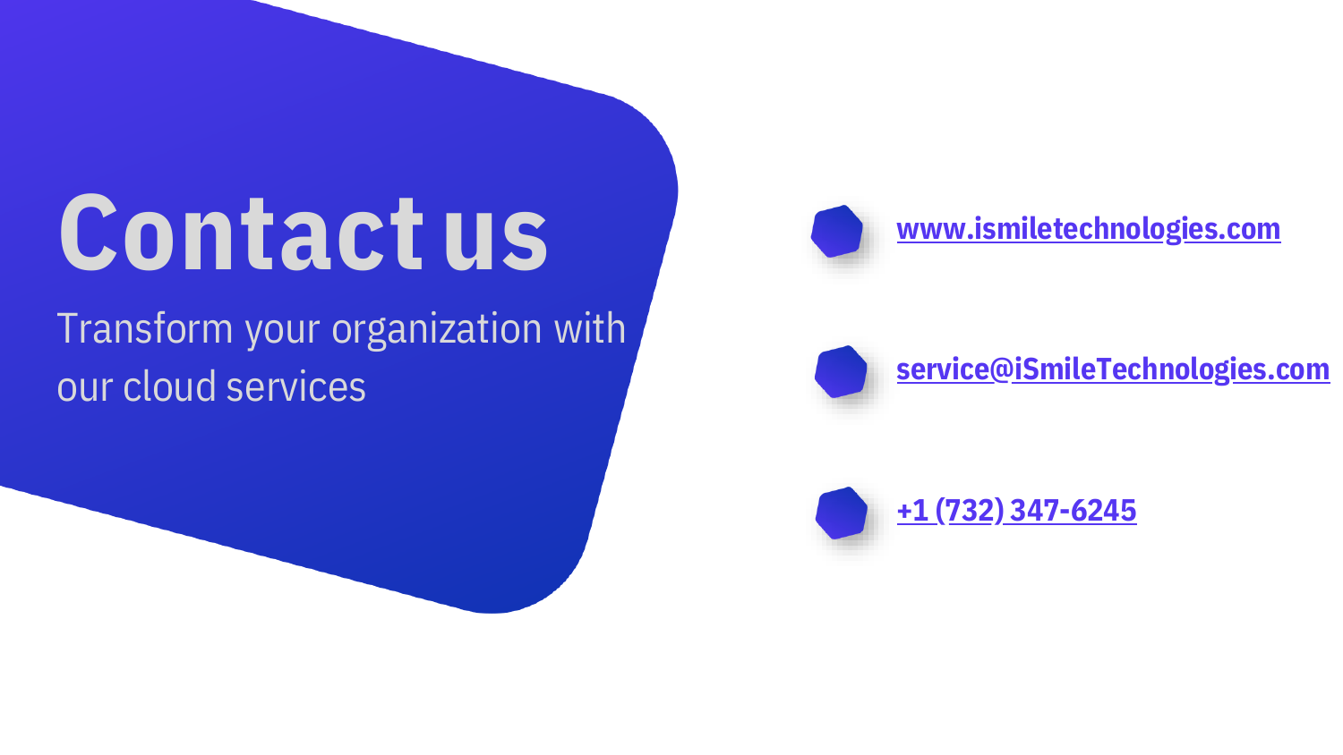# Contact us

Transform your organization with our cloud services

www.ismiletechnologies.com

service@iSmileTechnologies.com

+1 (732) 347-6245